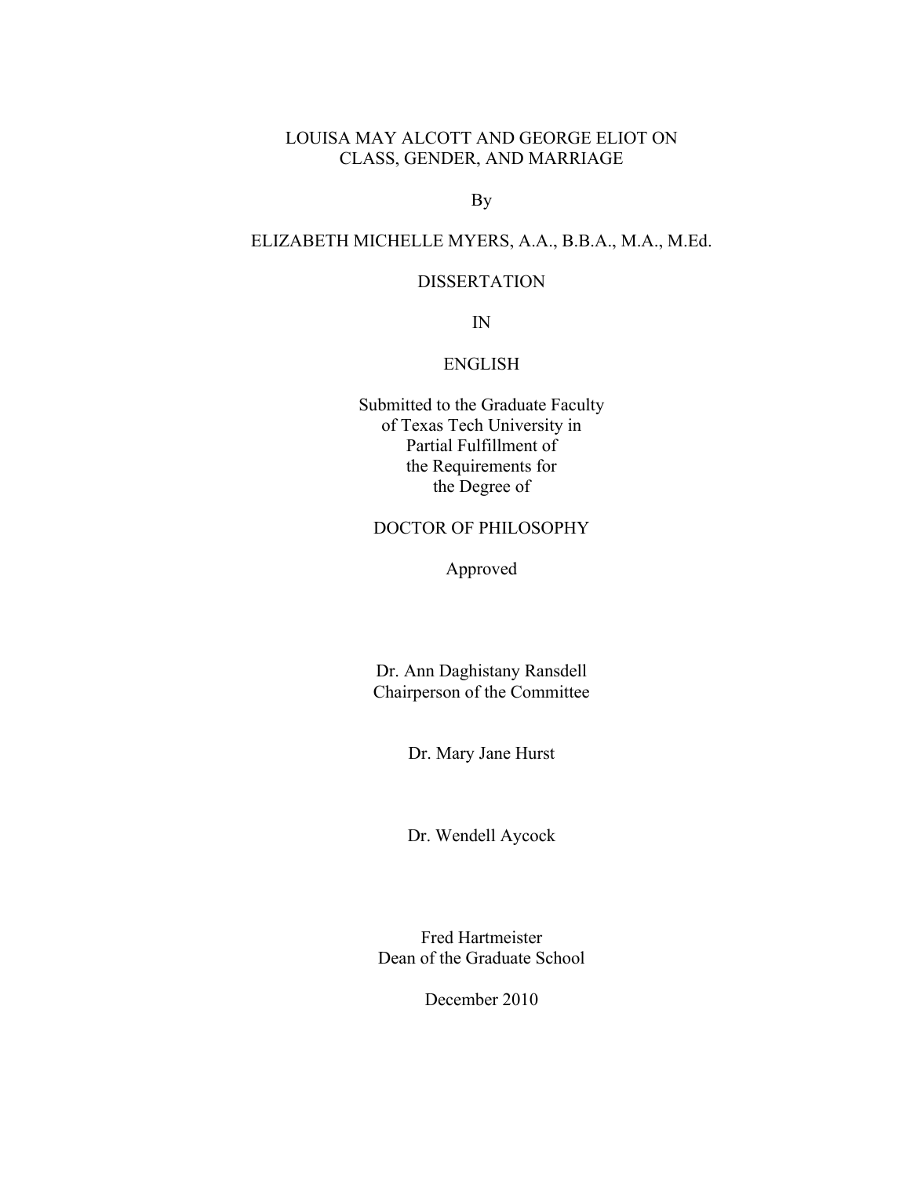# LOUISA MAY ALCOTT AND GEORGE ELIOT ON CLASS, GENDER, AND MARRIAGE

By

ELIZABETH MICHELLE MYERS, A.A., B.B.A., M.A., M.Ed.

DISSERTATION

IN

ENGLISH

Submitted to the Graduate Faculty
of Texas Tech University in
Partial Fulfillment of
the Requirements for
the Degree of

DOCTOR OF PHILOSOPHY

Approved

Dr. Ann Daghistany Ransdell
Chairperson of the Committee

Dr. Mary Jane Hurst

Dr. Wendell Aycock

Fred Hartmeister
Dean of the Graduate School

December 2010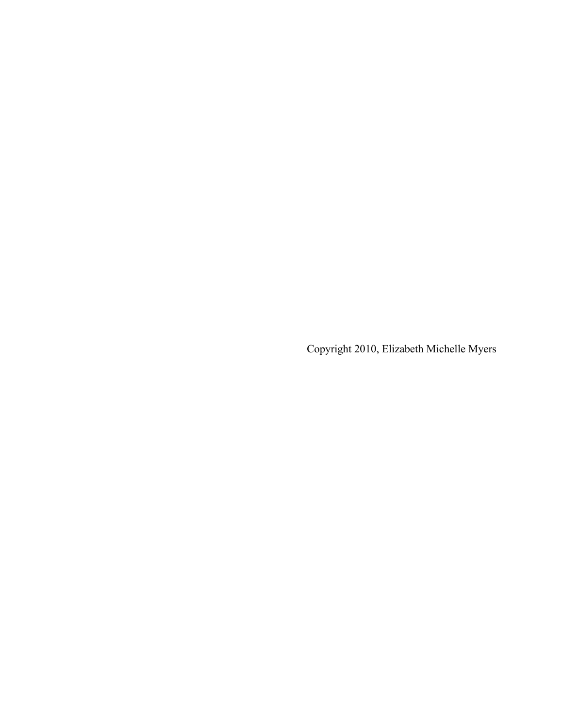Copyright 2010, Elizabeth Michelle Myers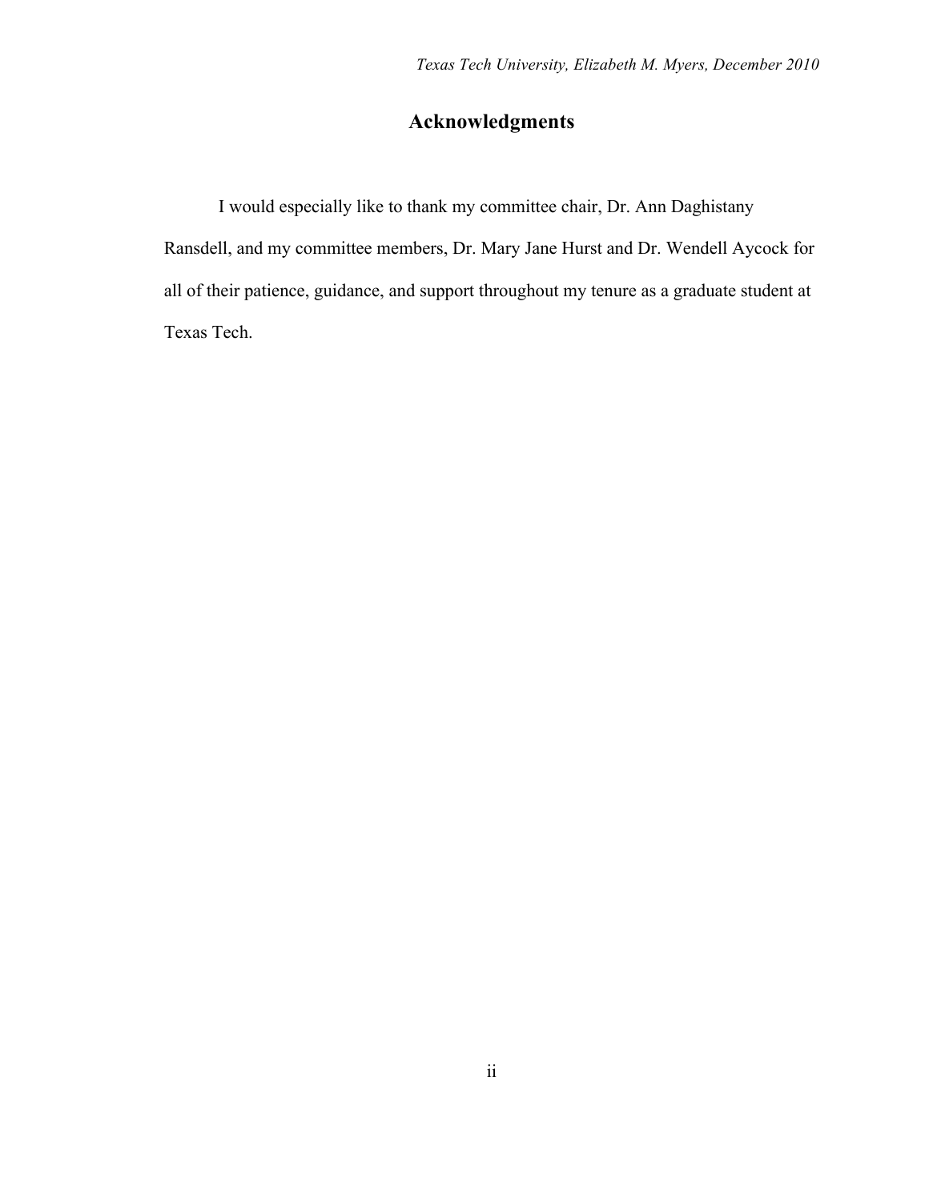## Acknowledgments

I would especially like to thank my committee chair, Dr. Ann Daghistany Ransdell, and my committee members, Dr. Mary Jane Hurst and Dr. Wendell Aycock for all of their patience, guidance, and support throughout my tenure as a graduate student at Texas Tech.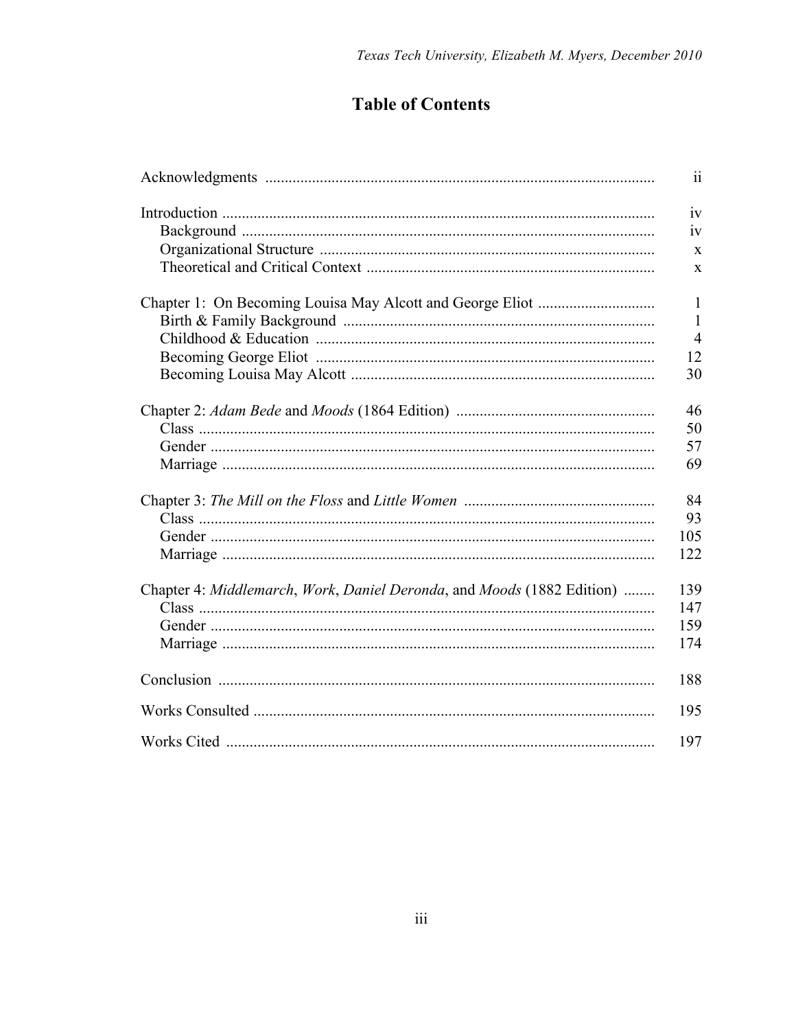# Table of Contents

| | |
|---|---|
| Acknowledgments | ii |
| Introduction | iv |
| Background | iv |
| Organizational Structure | x |
| Theoretical and Critical Context | x |
| Chapter 1: On Becoming Louisa May Alcott and George Eliot | 1 |
| Birth & Family Background | 1 |
| Childhood & Education | 4 |
| Becoming George Eliot | 12 |
| Becoming Louisa May Alcott | 30 |
| Chapter 2: *Adam Bede* and *Moods* (1864 Edition) | 46 |
| Class | 50 |
| Gender | 57 |
| Marriage | 69 |
| Chapter 3: *The Mill on the Floss* and *Little Women* | 84 |
| Class | 93 |
| Gender | 105 |
| Marriage | 122 |
| Chapter 4: *Middlemarch*, *Work*, *Daniel Deronda*, and *Moods* (1882 Edition) | 139 |
| Class | 147 |
| Gender | 159 |
| Marriage | 174 |
| Conclusion | 188 |
| Works Consulted | 195 |
| Works Cited | 197 |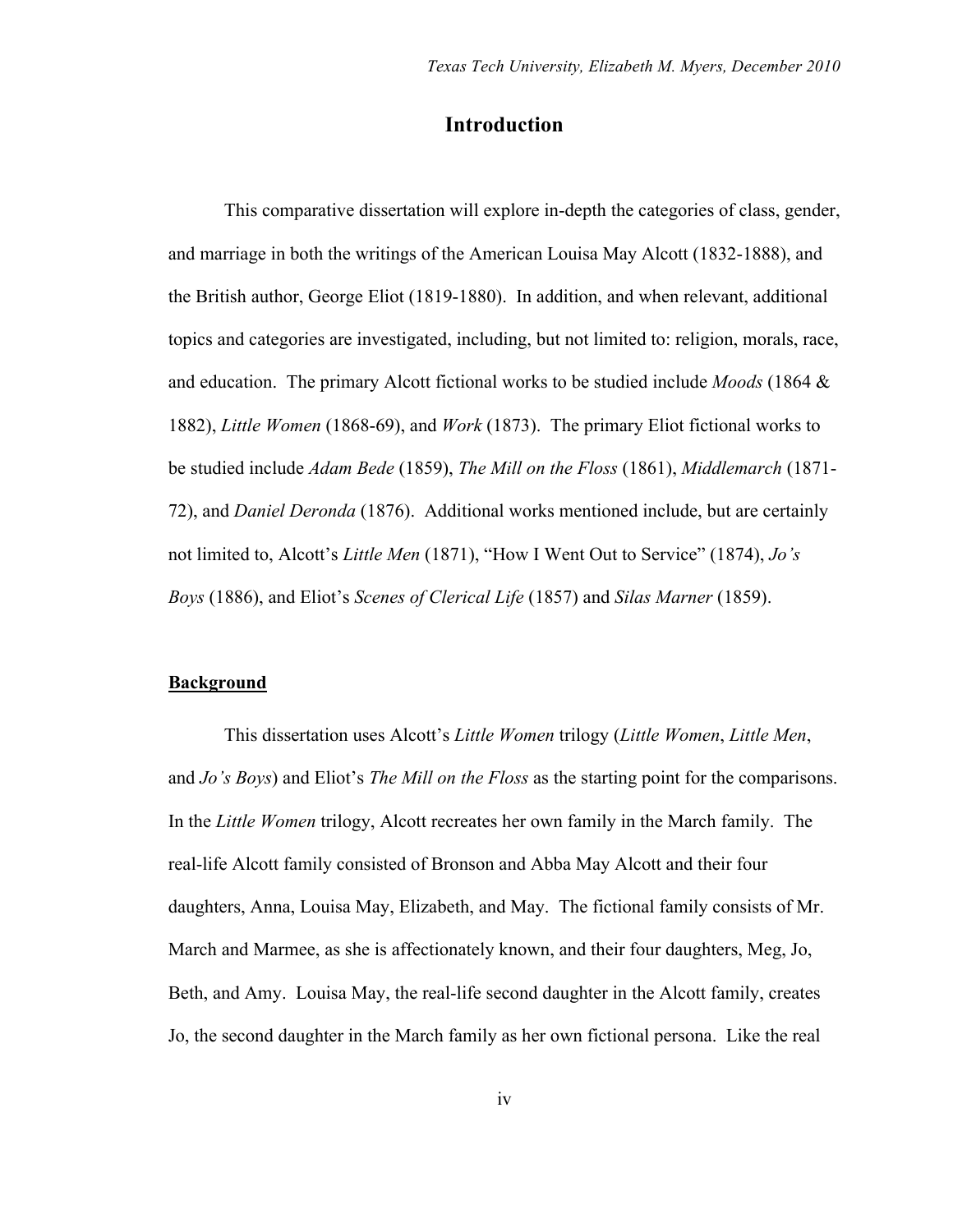# Introduction

This comparative dissertation will explore in-depth the categories of class, gender, and marriage in both the writings of the American Louisa May Alcott (1832-1888), and the British author, George Eliot (1819-1880). In addition, and when relevant, additional topics and categories are investigated, including, but not limited to: religion, morals, race, and education. The primary Alcott fictional works to be studied include *Moods* (1864 & 1882), *Little Women* (1868-69), and *Work* (1873). The primary Eliot fictional works to be studied include *Adam Bede* (1859), *The Mill on the Floss* (1861), *Middlemarch* (1871-72), and *Daniel Deronda* (1876). Additional works mentioned include, but are certainly not limited to, Alcott's *Little Men* (1871), "How I Went Out to Service" (1874), *Jo's Boys* (1886), and Eliot's *Scenes of Clerical Life* (1857) and *Silas Marner* (1859).

## Background

This dissertation uses Alcott's *Little Women* trilogy (*Little Women*, *Little Men*, and *Jo's Boys*) and Eliot's *The Mill on the Floss* as the starting point for the comparisons. In the *Little Women* trilogy, Alcott recreates her own family in the March family. The real-life Alcott family consisted of Bronson and Abba May Alcott and their four daughters, Anna, Louisa May, Elizabeth, and May. The fictional family consists of Mr. March and Marmee, as she is affectionately known, and their four daughters, Meg, Jo, Beth, and Amy. Louisa May, the real-life second daughter in the Alcott family, creates Jo, the second daughter in the March family as her own fictional persona. Like the real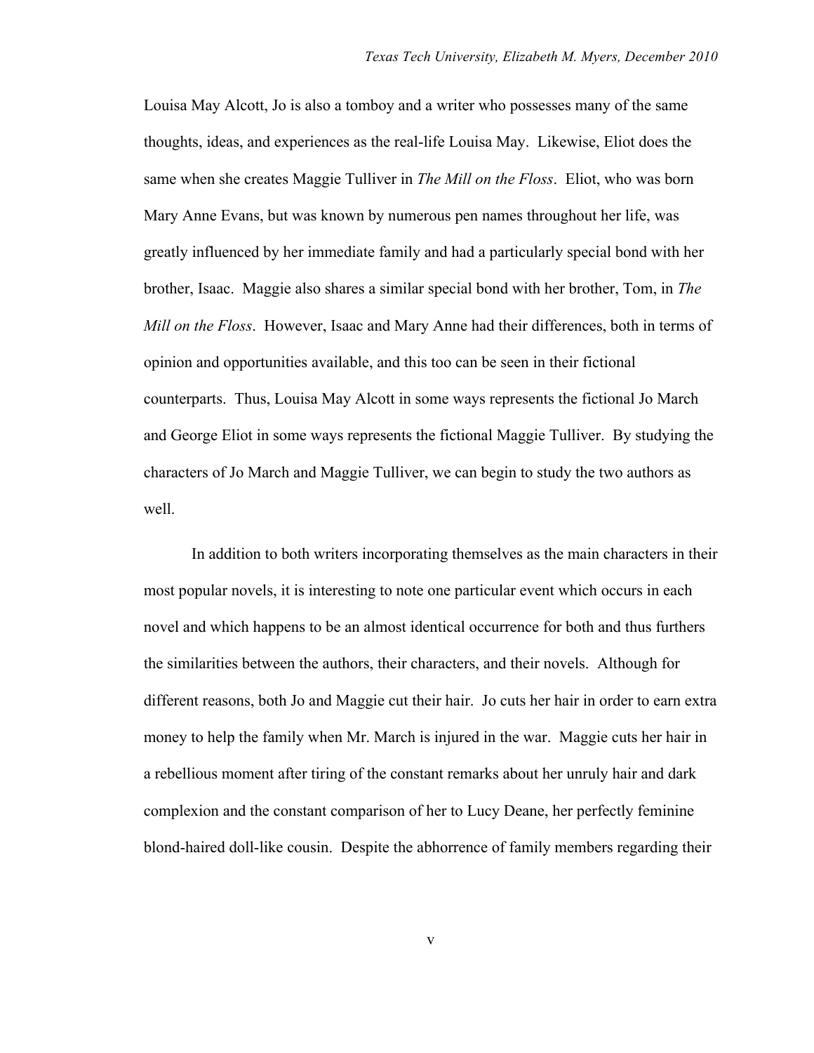Louisa May Alcott, Jo is also a tomboy and a writer who possesses many of the same thoughts, ideas, and experiences as the real-life Louisa May. Likewise, Eliot does the same when she creates Maggie Tulliver in *The Mill on the Floss*. Eliot, who was born Mary Anne Evans, but was known by numerous pen names throughout her life, was greatly influenced by her immediate family and had a particularly special bond with her brother, Isaac. Maggie also shares a similar special bond with her brother, Tom, in *The Mill on the Floss*. However, Isaac and Mary Anne had their differences, both in terms of opinion and opportunities available, and this too can be seen in their fictional counterparts. Thus, Louisa May Alcott in some ways represents the fictional Jo March and George Eliot in some ways represents the fictional Maggie Tulliver. By studying the characters of Jo March and Maggie Tulliver, we can begin to study the two authors as well.

In addition to both writers incorporating themselves as the main characters in their most popular novels, it is interesting to note one particular event which occurs in each novel and which happens to be an almost identical occurrence for both and thus furthers the similarities between the authors, their characters, and their novels. Although for different reasons, both Jo and Maggie cut their hair. Jo cuts her hair in order to earn extra money to help the family when Mr. March is injured in the war. Maggie cuts her hair in a rebellious moment after tiring of the constant remarks about her unruly hair and dark complexion and the constant comparison of her to Lucy Deane, her perfectly feminine blond-haired doll-like cousin. Despite the abhorrence of family members regarding their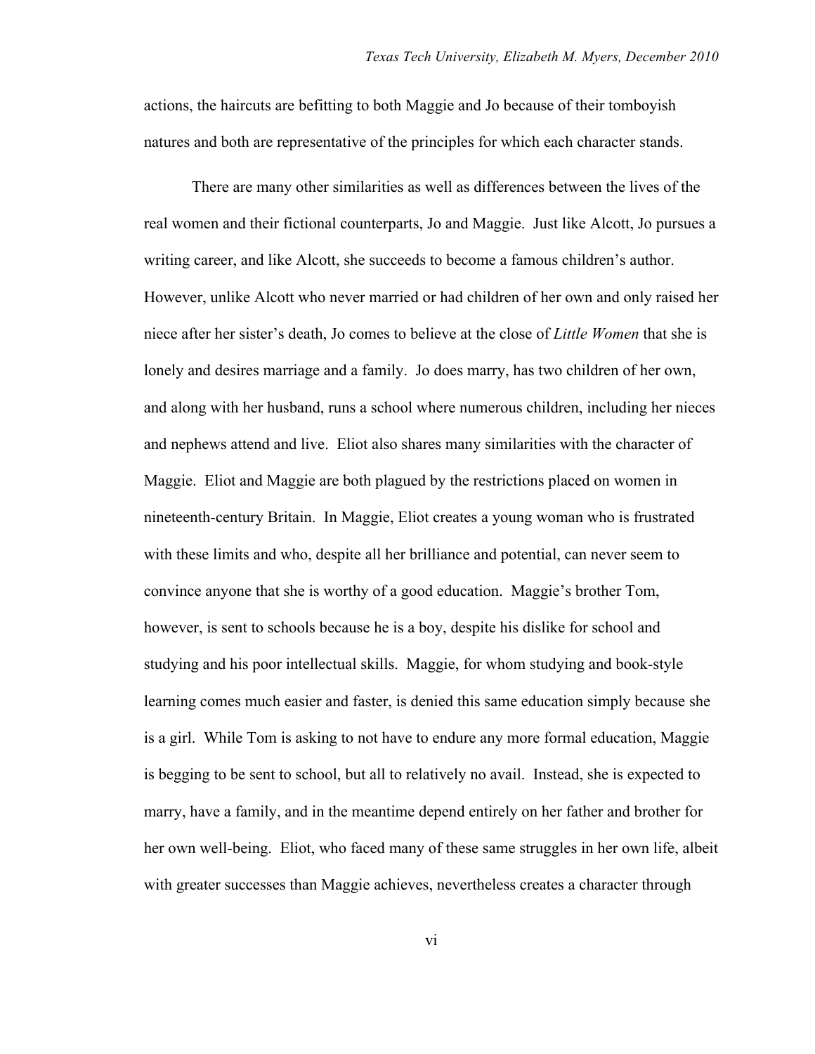actions, the haircuts are befitting to both Maggie and Jo because of their tomboyish natures and both are representative of the principles for which each character stands.

There are many other similarities as well as differences between the lives of the real women and their fictional counterparts, Jo and Maggie. Just like Alcott, Jo pursues a writing career, and like Alcott, she succeeds to become a famous children's author. However, unlike Alcott who never married or had children of her own and only raised her niece after her sister's death, Jo comes to believe at the close of *Little Women* that she is lonely and desires marriage and a family. Jo does marry, has two children of her own, and along with her husband, runs a school where numerous children, including her nieces and nephews attend and live. Eliot also shares many similarities with the character of Maggie. Eliot and Maggie are both plagued by the restrictions placed on women in nineteenth-century Britain. In Maggie, Eliot creates a young woman who is frustrated with these limits and who, despite all her brilliance and potential, can never seem to convince anyone that she is worthy of a good education. Maggie's brother Tom, however, is sent to schools because he is a boy, despite his dislike for school and studying and his poor intellectual skills. Maggie, for whom studying and book-style learning comes much easier and faster, is denied this same education simply because she is a girl. While Tom is asking to not have to endure any more formal education, Maggie is begging to be sent to school, but all to relatively no avail. Instead, she is expected to marry, have a family, and in the meantime depend entirely on her father and brother for her own well-being. Eliot, who faced many of these same struggles in her own life, albeit with greater successes than Maggie achieves, nevertheless creates a character through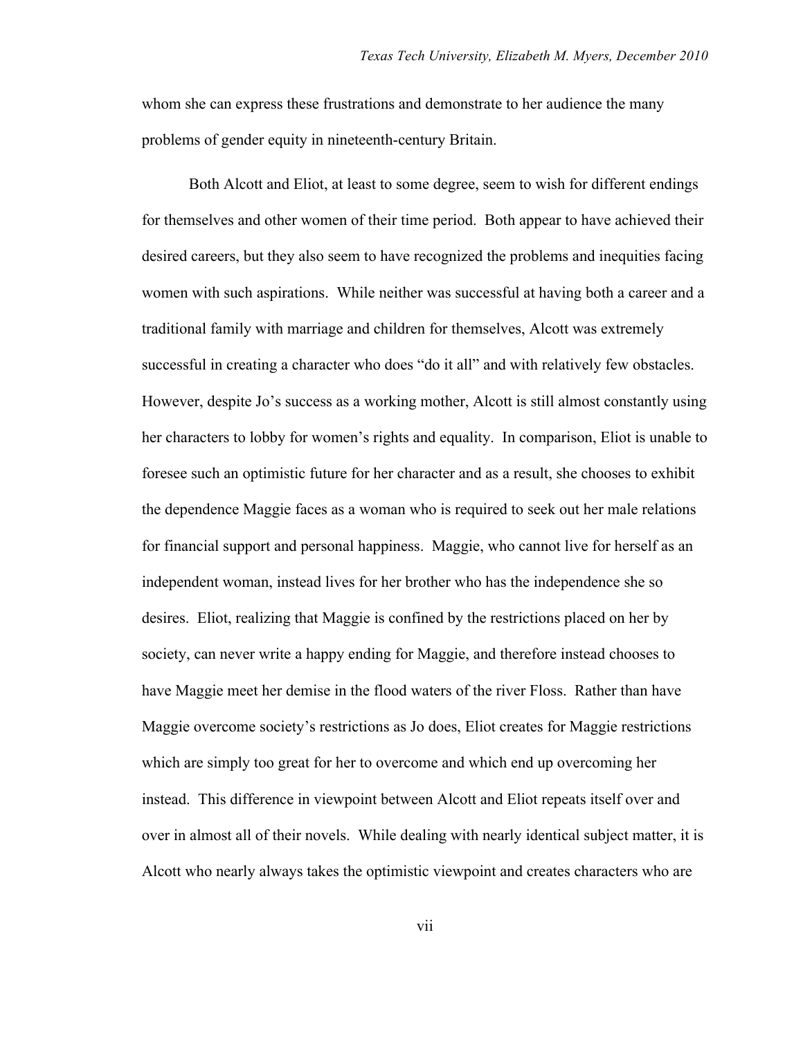whom she can express these frustrations and demonstrate to her audience the many problems of gender equity in nineteenth-century Britain.

Both Alcott and Eliot, at least to some degree, seem to wish for different endings for themselves and other women of their time period. Both appear to have achieved their desired careers, but they also seem to have recognized the problems and inequities facing women with such aspirations. While neither was successful at having both a career and a traditional family with marriage and children for themselves, Alcott was extremely successful in creating a character who does "do it all" and with relatively few obstacles. However, despite Jo's success as a working mother, Alcott is still almost constantly using her characters to lobby for women's rights and equality. In comparison, Eliot is unable to foresee such an optimistic future for her character and as a result, she chooses to exhibit the dependence Maggie faces as a woman who is required to seek out her male relations for financial support and personal happiness. Maggie, who cannot live for herself as an independent woman, instead lives for her brother who has the independence she so desires. Eliot, realizing that Maggie is confined by the restrictions placed on her by society, can never write a happy ending for Maggie, and therefore instead chooses to have Maggie meet her demise in the flood waters of the river Floss. Rather than have Maggie overcome society's restrictions as Jo does, Eliot creates for Maggie restrictions which are simply too great for her to overcome and which end up overcoming her instead. This difference in viewpoint between Alcott and Eliot repeats itself over and over in almost all of their novels. While dealing with nearly identical subject matter, it is Alcott who nearly always takes the optimistic viewpoint and creates characters who are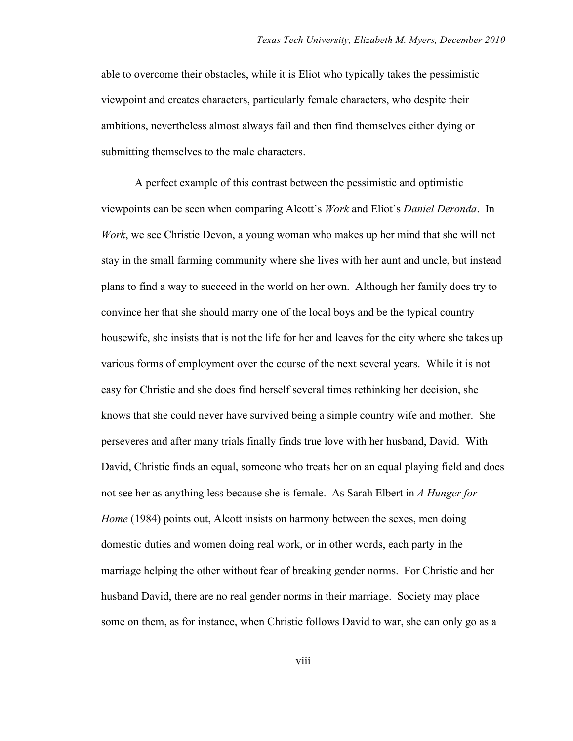able to overcome their obstacles, while it is Eliot who typically takes the pessimistic viewpoint and creates characters, particularly female characters, who despite their ambitions, nevertheless almost always fail and then find themselves either dying or submitting themselves to the male characters.

A perfect example of this contrast between the pessimistic and optimistic viewpoints can be seen when comparing Alcott's *Work* and Eliot's *Daniel Deronda*. In *Work*, we see Christie Devon, a young woman who makes up her mind that she will not stay in the small farming community where she lives with her aunt and uncle, but instead plans to find a way to succeed in the world on her own. Although her family does try to convince her that she should marry one of the local boys and be the typical country housewife, she insists that is not the life for her and leaves for the city where she takes up various forms of employment over the course of the next several years. While it is not easy for Christie and she does find herself several times rethinking her decision, she knows that she could never have survived being a simple country wife and mother. She perseveres and after many trials finally finds true love with her husband, David. With David, Christie finds an equal, someone who treats her on an equal playing field and does not see her as anything less because she is female. As Sarah Elbert in *A Hunger for Home* (1984) points out, Alcott insists on harmony between the sexes, men doing domestic duties and women doing real work, or in other words, each party in the marriage helping the other without fear of breaking gender norms. For Christie and her husband David, there are no real gender norms in their marriage. Society may place some on them, as for instance, when Christie follows David to war, she can only go as a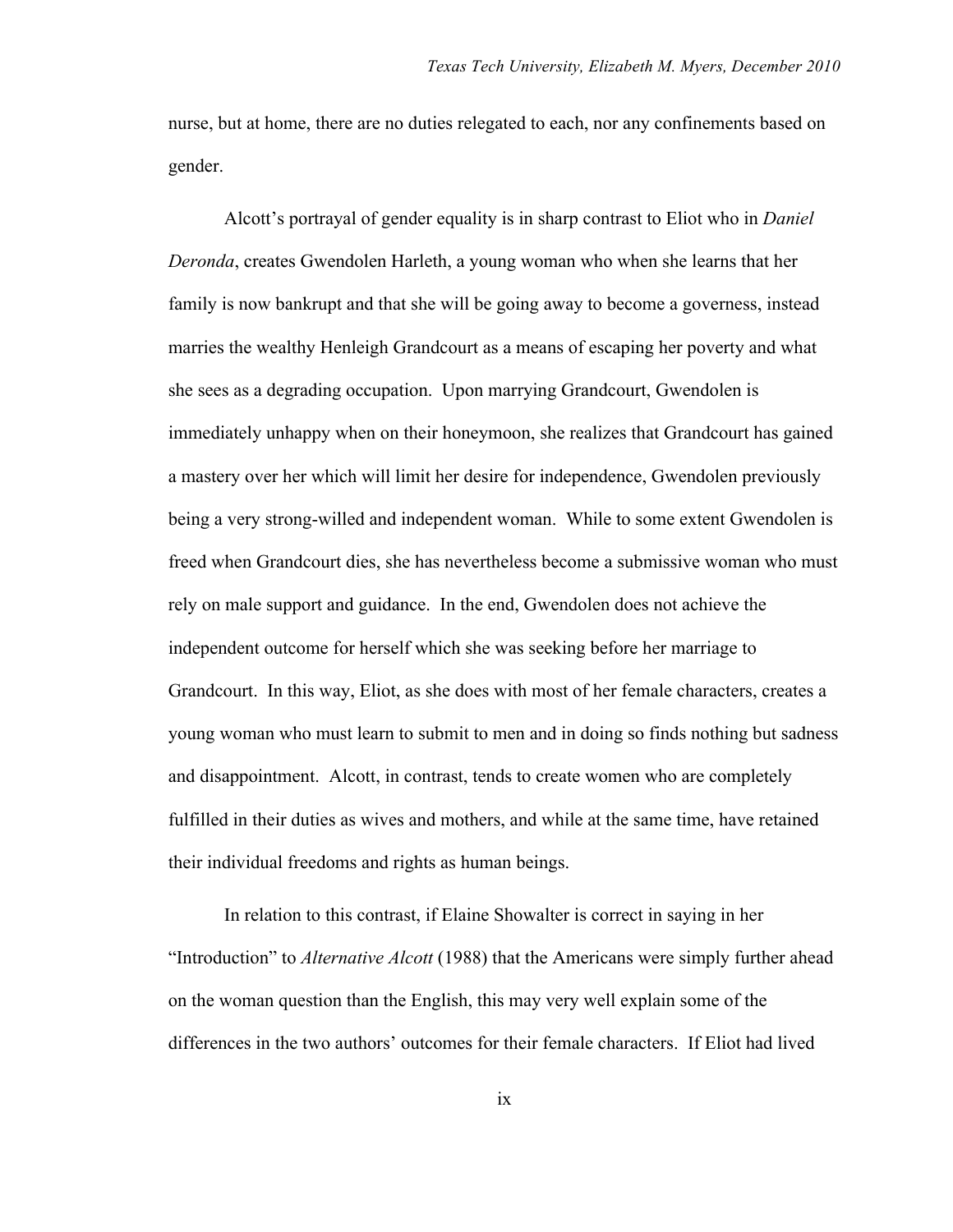nurse, but at home, there are no duties relegated to each, nor any confinements based on gender.

Alcott's portrayal of gender equality is in sharp contrast to Eliot who in *Daniel Deronda*, creates Gwendolen Harleth, a young woman who when she learns that her family is now bankrupt and that she will be going away to become a governess, instead marries the wealthy Henleigh Grandcourt as a means of escaping her poverty and what she sees as a degrading occupation. Upon marrying Grandcourt, Gwendolen is immediately unhappy when on their honeymoon, she realizes that Grandcourt has gained a mastery over her which will limit her desire for independence, Gwendolen previously being a very strong-willed and independent woman. While to some extent Gwendolen is freed when Grandcourt dies, she has nevertheless become a submissive woman who must rely on male support and guidance. In the end, Gwendolen does not achieve the independent outcome for herself which she was seeking before her marriage to Grandcourt. In this way, Eliot, as she does with most of her female characters, creates a young woman who must learn to submit to men and in doing so finds nothing but sadness and disappointment. Alcott, in contrast, tends to create women who are completely fulfilled in their duties as wives and mothers, and while at the same time, have retained their individual freedoms and rights as human beings.

In relation to this contrast, if Elaine Showalter is correct in saying in her "Introduction" to *Alternative Alcott* (1988) that the Americans were simply further ahead on the woman question than the English, this may very well explain some of the differences in the two authors' outcomes for their female characters. If Eliot had lived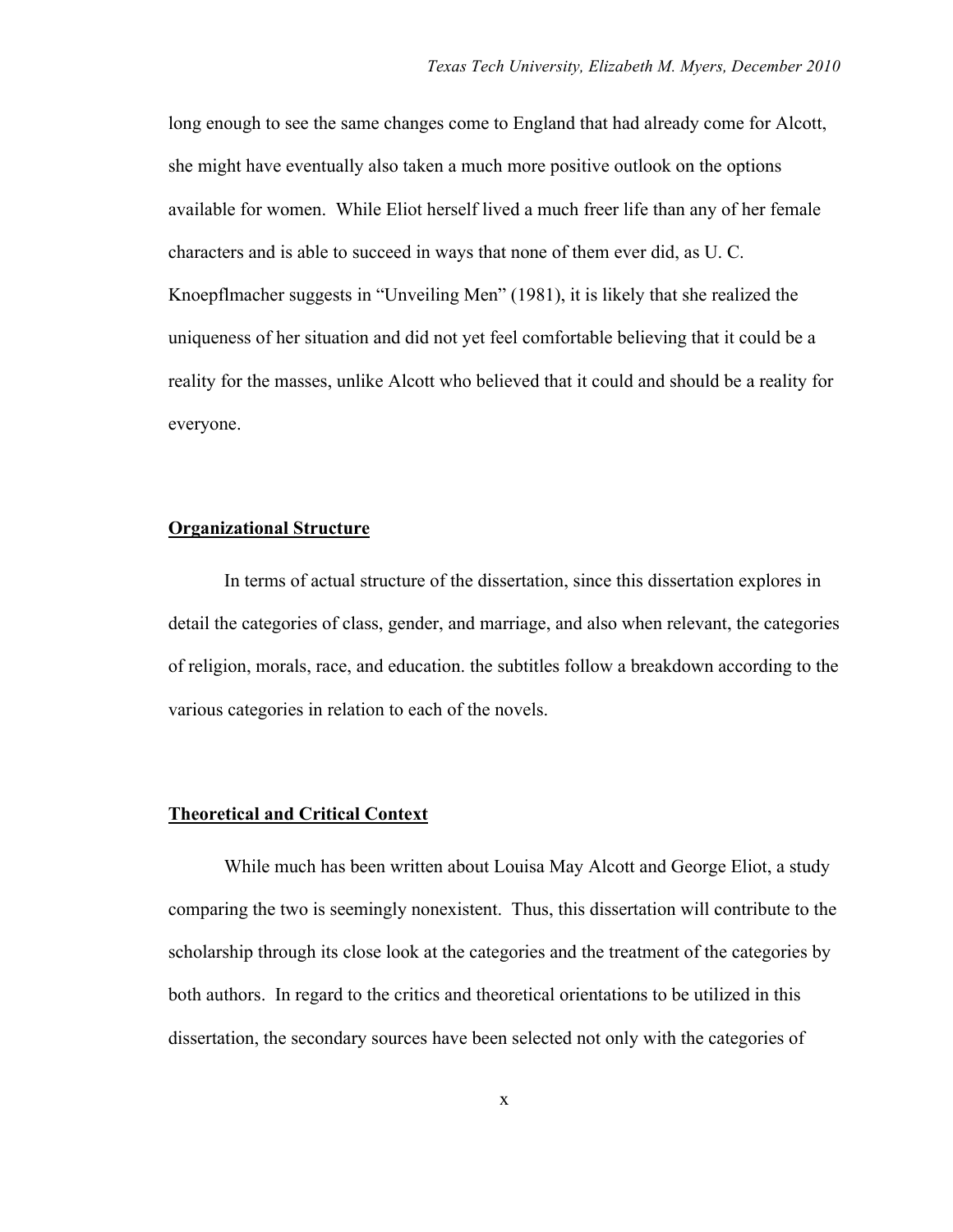long enough to see the same changes come to England that had already come for Alcott, she might have eventually also taken a much more positive outlook on the options available for women. While Eliot herself lived a much freer life than any of her female characters and is able to succeed in ways that none of them ever did, as U. C. Knoepflmacher suggests in "Unveiling Men" (1981), it is likely that she realized the uniqueness of her situation and did not yet feel comfortable believing that it could be a reality for the masses, unlike Alcott who believed that it could and should be a reality for everyone.

## **Organizational Structure**

In terms of actual structure of the dissertation, since this dissertation explores in detail the categories of class, gender, and marriage, and also when relevant, the categories of religion, morals, race, and education. the subtitles follow a breakdown according to the various categories in relation to each of the novels.

## **Theoretical and Critical Context**

While much has been written about Louisa May Alcott and George Eliot, a study comparing the two is seemingly nonexistent. Thus, this dissertation will contribute to the scholarship through its close look at the categories and the treatment of the categories by both authors. In regard to the critics and theoretical orientations to be utilized in this dissertation, the secondary sources have been selected not only with the categories of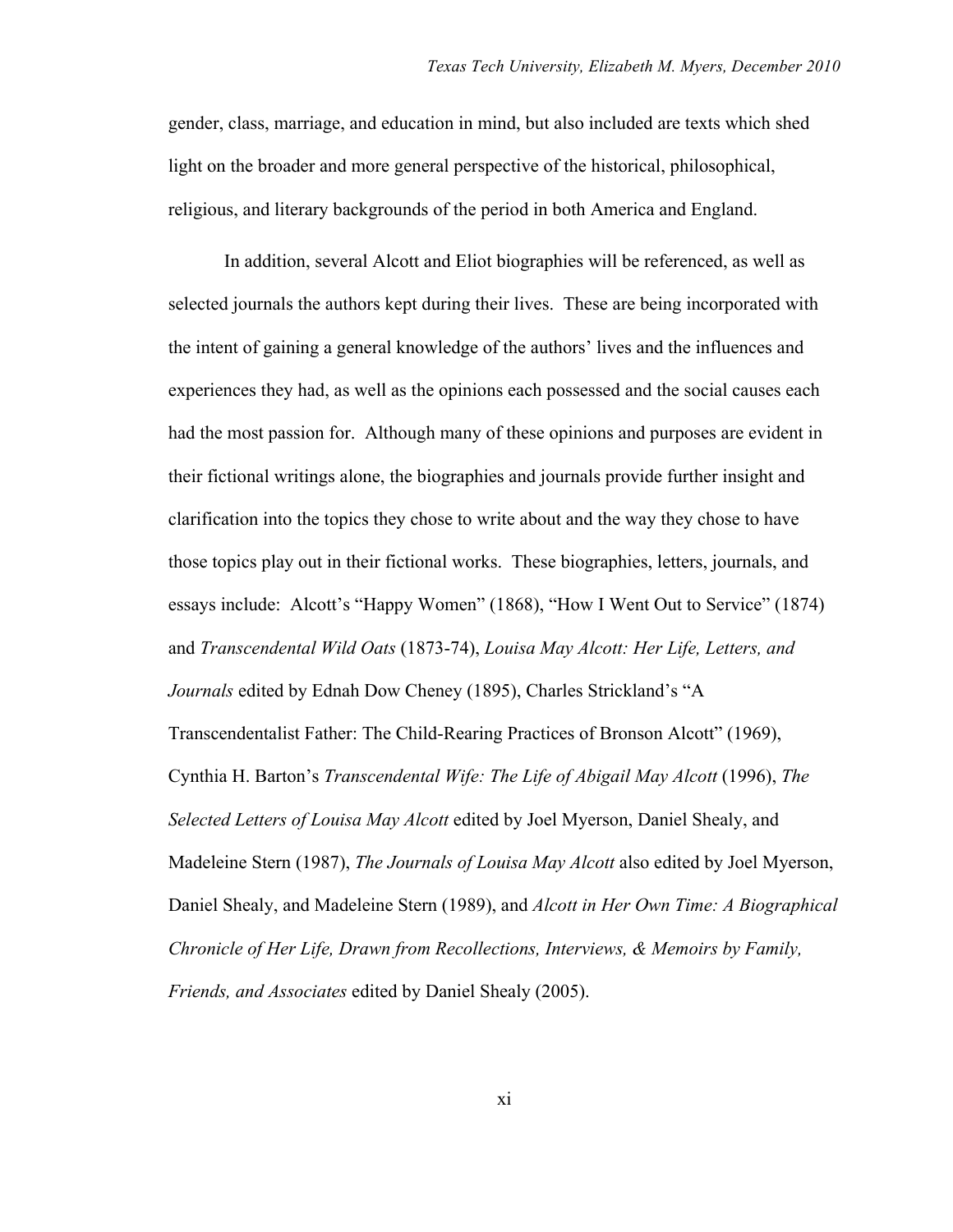gender, class, marriage, and education in mind, but also included are texts which shed light on the broader and more general perspective of the historical, philosophical, religious, and literary backgrounds of the period in both America and England.

In addition, several Alcott and Eliot biographies will be referenced, as well as selected journals the authors kept during their lives. These are being incorporated with the intent of gaining a general knowledge of the authors' lives and the influences and experiences they had, as well as the opinions each possessed and the social causes each had the most passion for. Although many of these opinions and purposes are evident in their fictional writings alone, the biographies and journals provide further insight and clarification into the topics they chose to write about and the way they chose to have those topics play out in their fictional works. These biographies, letters, journals, and essays include: Alcott's "Happy Women" (1868), "How I Went Out to Service" (1874) and *Transcendental Wild Oats* (1873-74), *Louisa May Alcott: Her Life, Letters, and Journals* edited by Ednah Dow Cheney (1895), Charles Strickland's "A Transcendentalist Father: The Child-Rearing Practices of Bronson Alcott" (1969), Cynthia H. Barton's *Transcendental Wife: The Life of Abigail May Alcott* (1996), *The Selected Letters of Louisa May Alcott* edited by Joel Myerson, Daniel Shealy, and Madeleine Stern (1987), *The Journals of Louisa May Alcott* also edited by Joel Myerson, Daniel Shealy, and Madeleine Stern (1989), and *Alcott in Her Own Time: A Biographical Chronicle of Her Life, Drawn from Recollections, Interviews, & Memoirs by Family, Friends, and Associates* edited by Daniel Shealy (2005).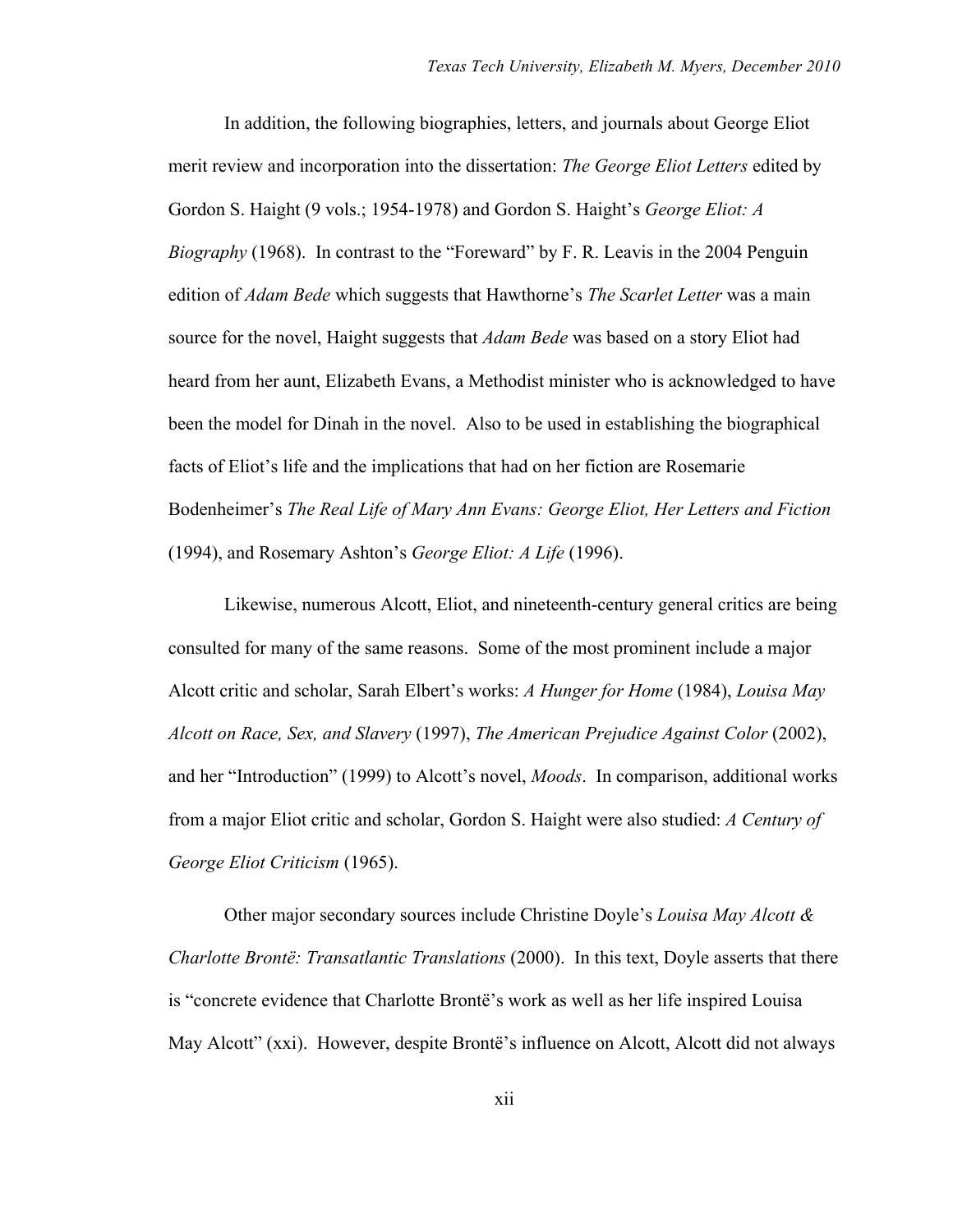In addition, the following biographies, letters, and journals about George Eliot merit review and incorporation into the dissertation: *The George Eliot Letters* edited by Gordon S. Haight (9 vols.; 1954-1978) and Gordon S. Haight's *George Eliot: A Biography* (1968). In contrast to the "Foreward" by F. R. Leavis in the 2004 Penguin edition of *Adam Bede* which suggests that Hawthorne's *The Scarlet Letter* was a main source for the novel, Haight suggests that *Adam Bede* was based on a story Eliot had heard from her aunt, Elizabeth Evans, a Methodist minister who is acknowledged to have been the model for Dinah in the novel. Also to be used in establishing the biographical facts of Eliot's life and the implications that had on her fiction are Rosemarie Bodenheimer's *The Real Life of Mary Ann Evans: George Eliot, Her Letters and Fiction* (1994), and Rosemary Ashton's *George Eliot: A Life* (1996).

Likewise, numerous Alcott, Eliot, and nineteenth-century general critics are being consulted for many of the same reasons. Some of the most prominent include a major Alcott critic and scholar, Sarah Elbert's works: *A Hunger for Home* (1984), *Louisa May Alcott on Race, Sex, and Slavery* (1997), *The American Prejudice Against Color* (2002), and her "Introduction" (1999) to Alcott's novel, *Moods*. In comparison, additional works from a major Eliot critic and scholar, Gordon S. Haight were also studied: *A Century of George Eliot Criticism* (1965).

Other major secondary sources include Christine Doyle's *Louisa May Alcott & Charlotte Brontë: Transatlantic Translations* (2000). In this text, Doyle asserts that there is "concrete evidence that Charlotte Brontë's work as well as her life inspired Louisa May Alcott" (xxi). However, despite Brontë's influence on Alcott, Alcott did not always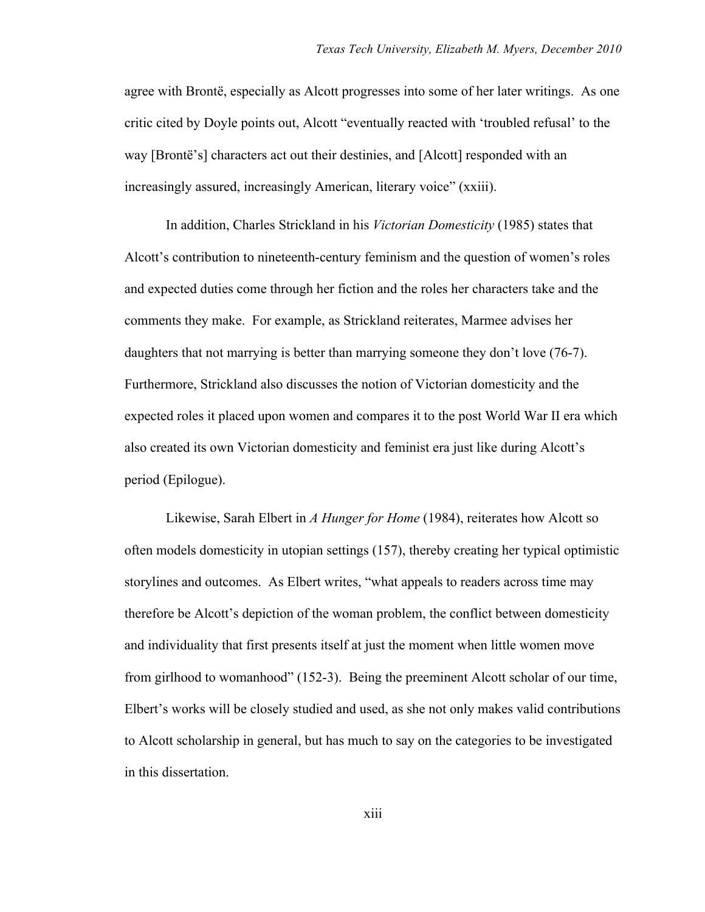agree with Brontë, especially as Alcott progresses into some of her later writings. As one critic cited by Doyle points out, Alcott "eventually reacted with 'troubled refusal' to the way [Brontë's] characters act out their destinies, and [Alcott] responded with an increasingly assured, increasingly American, literary voice" (xxiii).

In addition, Charles Strickland in his *Victorian Domesticity* (1985) states that Alcott's contribution to nineteenth-century feminism and the question of women's roles and expected duties come through her fiction and the roles her characters take and the comments they make. For example, as Strickland reiterates, Marmee advises her daughters that not marrying is better than marrying someone they don't love (76-7). Furthermore, Strickland also discusses the notion of Victorian domesticity and the expected roles it placed upon women and compares it to the post World War II era which also created its own Victorian domesticity and feminist era just like during Alcott's period (Epilogue).

Likewise, Sarah Elbert in *A Hunger for Home* (1984), reiterates how Alcott so often models domesticity in utopian settings (157), thereby creating her typical optimistic storylines and outcomes. As Elbert writes, "what appeals to readers across time may therefore be Alcott's depiction of the woman problem, the conflict between domesticity and individuality that first presents itself at just the moment when little women move from girlhood to womanhood" (152-3). Being the preeminent Alcott scholar of our time, Elbert's works will be closely studied and used, as she not only makes valid contributions to Alcott scholarship in general, but has much to say on the categories to be investigated in this dissertation.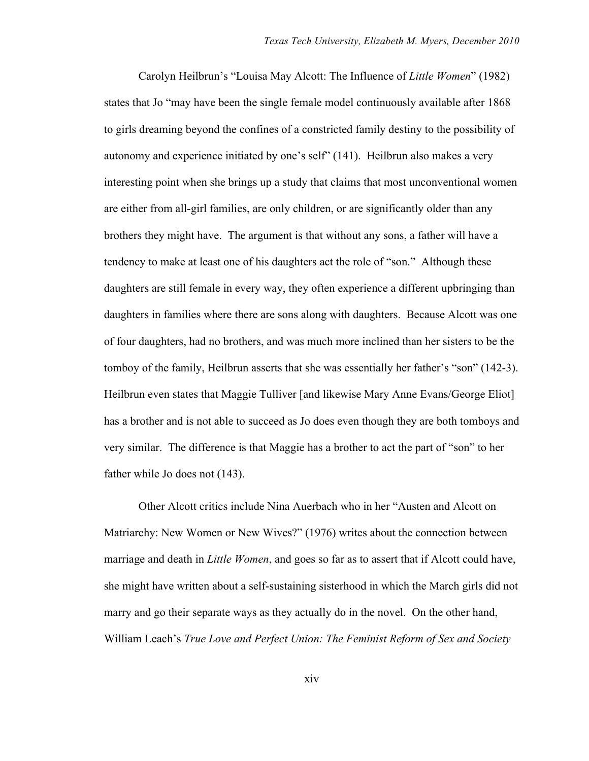Carolyn Heilbrun's "Louisa May Alcott: The Influence of *Little Women*" (1982) states that Jo "may have been the single female model continuously available after 1868 to girls dreaming beyond the confines of a constricted family destiny to the possibility of autonomy and experience initiated by one's self" (141). Heilbrun also makes a very interesting point when she brings up a study that claims that most unconventional women are either from all-girl families, are only children, or are significantly older than any brothers they might have. The argument is that without any sons, a father will have a tendency to make at least one of his daughters act the role of "son." Although these daughters are still female in every way, they often experience a different upbringing than daughters in families where there are sons along with daughters. Because Alcott was one of four daughters, had no brothers, and was much more inclined than her sisters to be the tomboy of the family, Heilbrun asserts that she was essentially her father's "son" (142-3). Heilbrun even states that Maggie Tulliver [and likewise Mary Anne Evans/George Eliot] has a brother and is not able to succeed as Jo does even though they are both tomboys and very similar. The difference is that Maggie has a brother to act the part of "son" to her father while Jo does not (143).

Other Alcott critics include Nina Auerbach who in her "Austen and Alcott on Matriarchy: New Women or New Wives?" (1976) writes about the connection between marriage and death in *Little Women*, and goes so far as to assert that if Alcott could have, she might have written about a self-sustaining sisterhood in which the March girls did not marry and go their separate ways as they actually do in the novel. On the other hand, William Leach's *True Love and Perfect Union: The Feminist Reform of Sex and Society*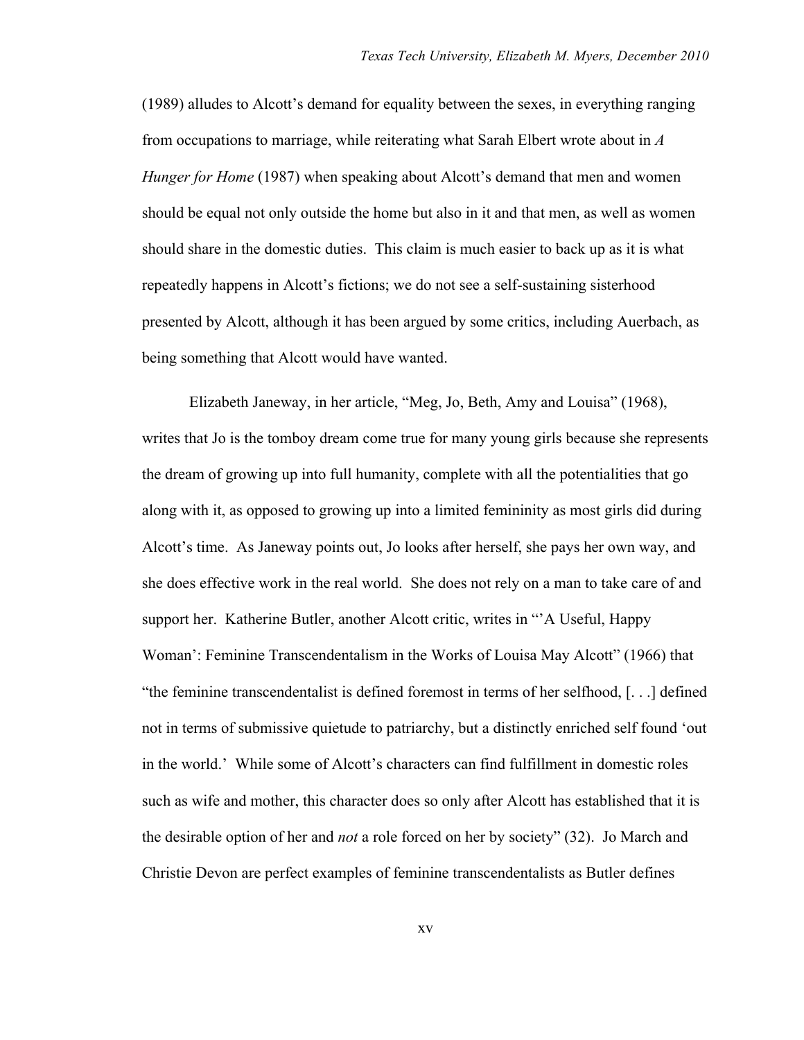(1989) alludes to Alcott's demand for equality between the sexes, in everything ranging from occupations to marriage, while reiterating what Sarah Elbert wrote about in *A Hunger for Home* (1987) when speaking about Alcott's demand that men and women should be equal not only outside the home but also in it and that men, as well as women should share in the domestic duties. This claim is much easier to back up as it is what repeatedly happens in Alcott's fictions; we do not see a self-sustaining sisterhood presented by Alcott, although it has been argued by some critics, including Auerbach, as being something that Alcott would have wanted.

Elizabeth Janeway, in her article, "Meg, Jo, Beth, Amy and Louisa" (1968), writes that Jo is the tomboy dream come true for many young girls because she represents the dream of growing up into full humanity, complete with all the potentialities that go along with it, as opposed to growing up into a limited femininity as most girls did during Alcott's time. As Janeway points out, Jo looks after herself, she pays her own way, and she does effective work in the real world. She does not rely on a man to take care of and support her. Katherine Butler, another Alcott critic, writes in "'A Useful, Happy Woman': Feminine Transcendentalism in the Works of Louisa May Alcott" (1966) that "the feminine transcendentalist is defined foremost in terms of her selfhood, [. . .] defined not in terms of submissive quietude to patriarchy, but a distinctly enriched self found 'out in the world.' While some of Alcott's characters can find fulfillment in domestic roles such as wife and mother, this character does so only after Alcott has established that it is the desirable option of her and *not* a role forced on her by society" (32). Jo March and Christie Devon are perfect examples of feminine transcendentalists as Butler defines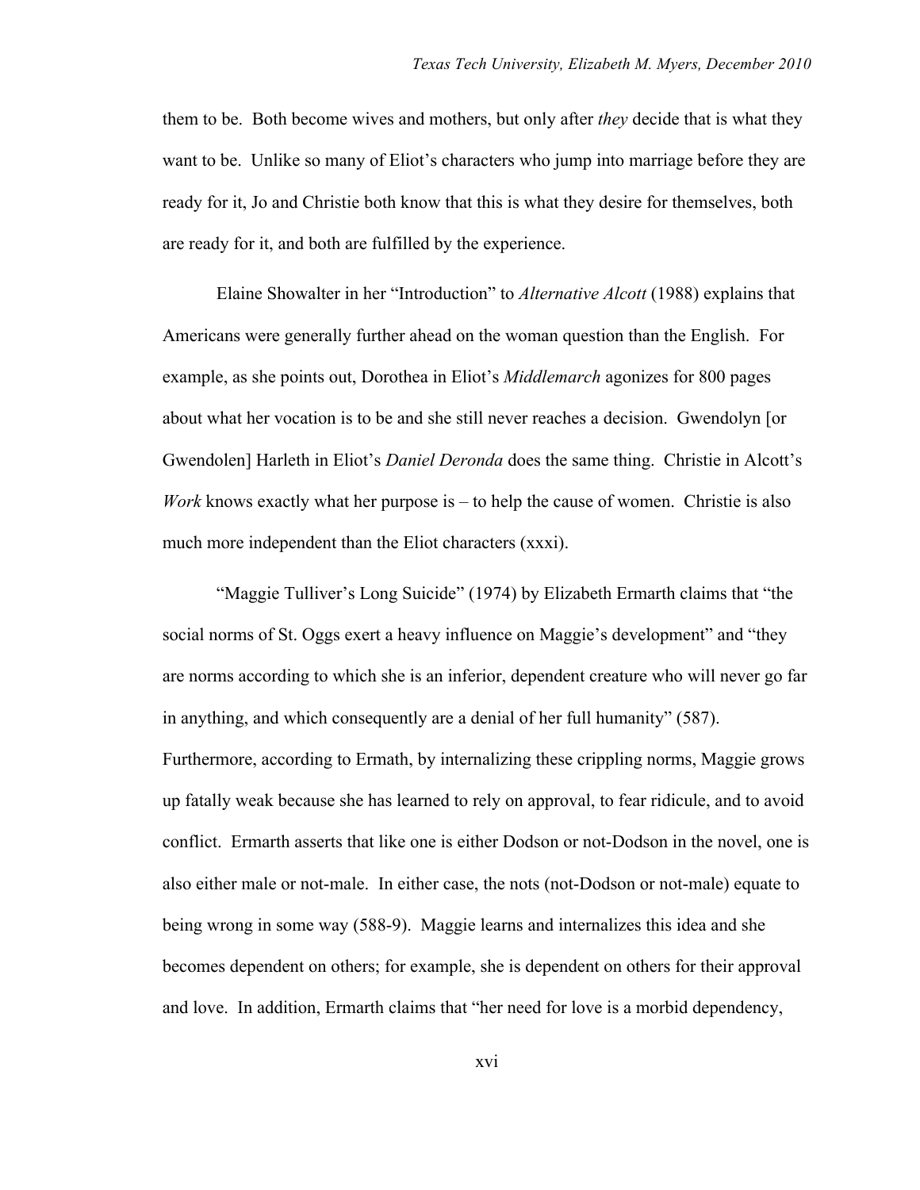them to be. Both become wives and mothers, but only after *they* decide that is what they want to be. Unlike so many of Eliot's characters who jump into marriage before they are ready for it, Jo and Christie both know that this is what they desire for themselves, both are ready for it, and both are fulfilled by the experience.

Elaine Showalter in her "Introduction" to *Alternative Alcott* (1988) explains that Americans were generally further ahead on the woman question than the English. For example, as she points out, Dorothea in Eliot's *Middlemarch* agonizes for 800 pages about what her vocation is to be and she still never reaches a decision. Gwendolyn [or Gwendolen] Harleth in Eliot's *Daniel Deronda* does the same thing. Christie in Alcott's *Work* knows exactly what her purpose is – to help the cause of women. Christie is also much more independent than the Eliot characters (xxxi).

"Maggie Tulliver's Long Suicide" (1974) by Elizabeth Ermarth claims that "the social norms of St. Oggs exert a heavy influence on Maggie's development" and "they are norms according to which she is an inferior, dependent creature who will never go far in anything, and which consequently are a denial of her full humanity" (587). Furthermore, according to Ermath, by internalizing these crippling norms, Maggie grows up fatally weak because she has learned to rely on approval, to fear ridicule, and to avoid conflict. Ermarth asserts that like one is either Dodson or not-Dodson in the novel, one is also either male or not-male. In either case, the nots (not-Dodson or not-male) equate to being wrong in some way (588-9). Maggie learns and internalizes this idea and she becomes dependent on others; for example, she is dependent on others for their approval and love. In addition, Ermarth claims that "her need for love is a morbid dependency,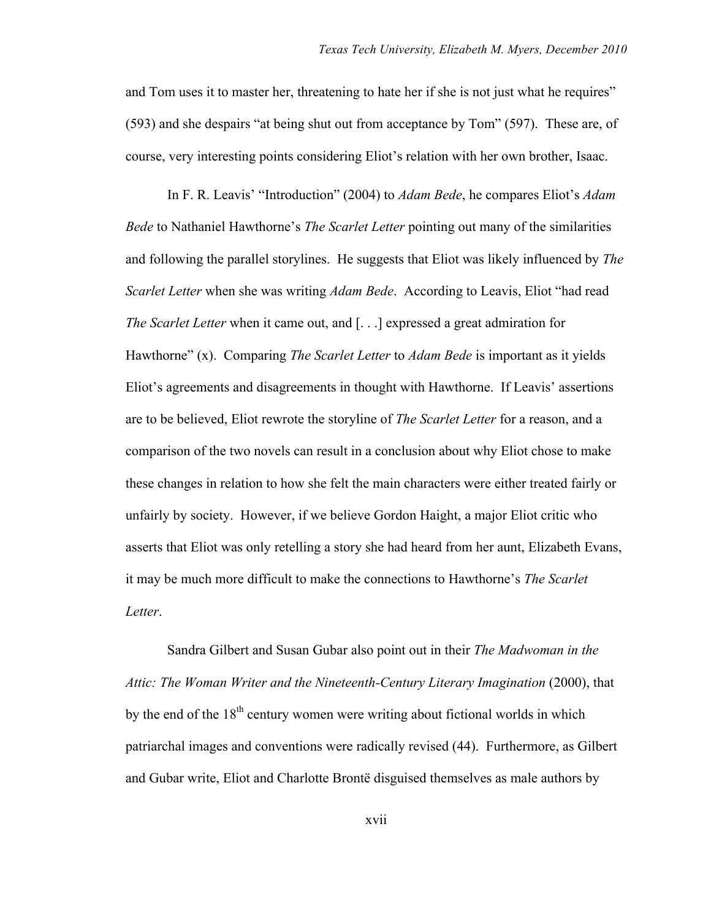and Tom uses it to master her, threatening to hate her if she is not just what he requires" (593) and she despairs "at being shut out from acceptance by Tom" (597). These are, of course, very interesting points considering Eliot's relation with her own brother, Isaac.

In F. R. Leavis' "Introduction" (2004) to *Adam Bede*, he compares Eliot's *Adam Bede* to Nathaniel Hawthorne's *The Scarlet Letter* pointing out many of the similarities and following the parallel storylines. He suggests that Eliot was likely influenced by *The Scarlet Letter* when she was writing *Adam Bede*. According to Leavis, Eliot "had read *The Scarlet Letter* when it came out, and [. . .] expressed a great admiration for Hawthorne" (x). Comparing *The Scarlet Letter* to *Adam Bede* is important as it yields Eliot's agreements and disagreements in thought with Hawthorne. If Leavis' assertions are to be believed, Eliot rewrote the storyline of *The Scarlet Letter* for a reason, and a comparison of the two novels can result in a conclusion about why Eliot chose to make these changes in relation to how she felt the main characters were either treated fairly or unfairly by society. However, if we believe Gordon Haight, a major Eliot critic who asserts that Eliot was only retelling a story she had heard from her aunt, Elizabeth Evans, it may be much more difficult to make the connections to Hawthorne's *The Scarlet Letter*.

Sandra Gilbert and Susan Gubar also point out in their *The Madwoman in the Attic: The Woman Writer and the Nineteenth-Century Literary Imagination* (2000), that by the end of the 18th century women were writing about fictional worlds in which patriarchal images and conventions were radically revised (44). Furthermore, as Gilbert and Gubar write, Eliot and Charlotte Brontë disguised themselves as male authors by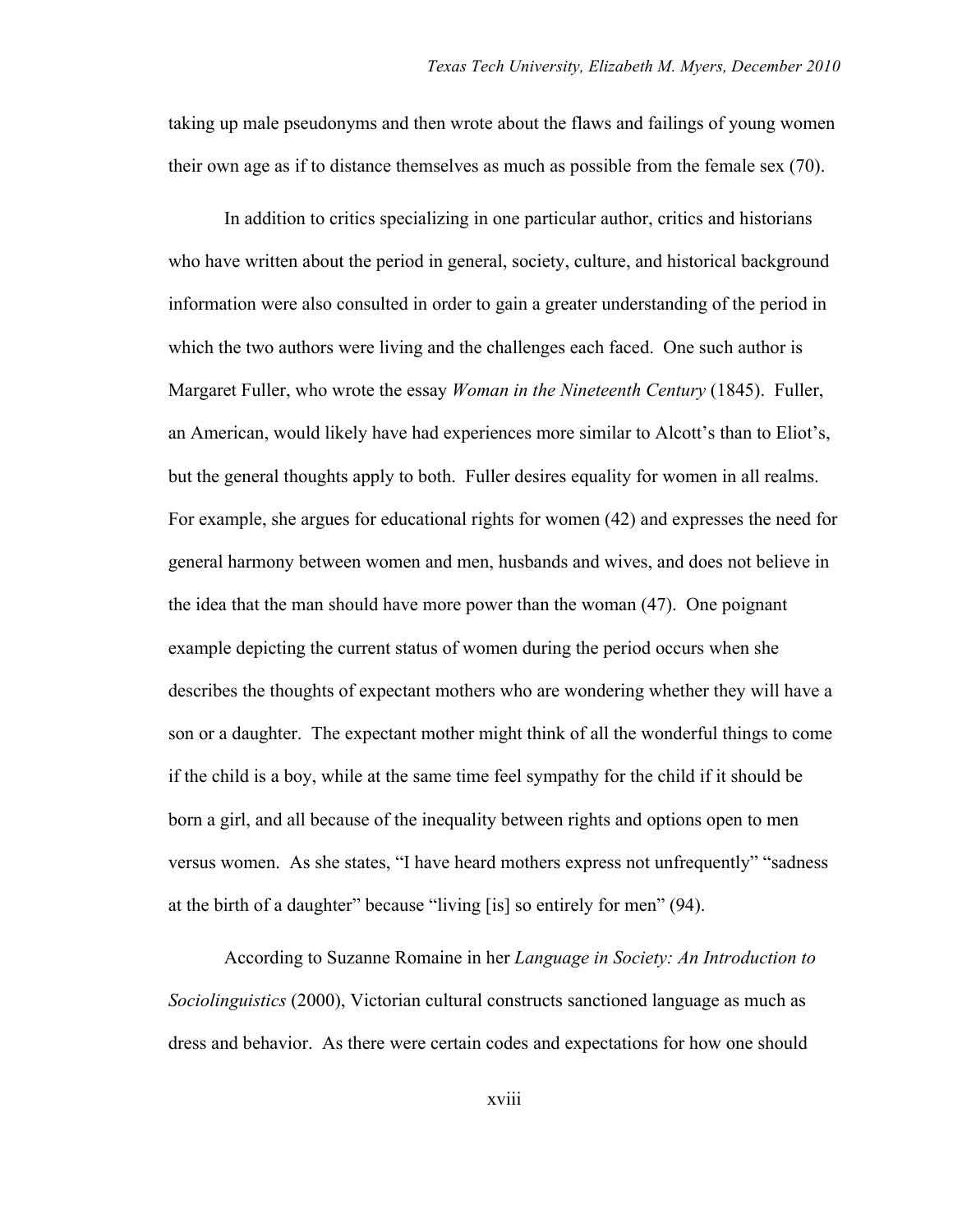taking up male pseudonyms and then wrote about the flaws and failings of young women their own age as if to distance themselves as much as possible from the female sex (70).

In addition to critics specializing in one particular author, critics and historians who have written about the period in general, society, culture, and historical background information were also consulted in order to gain a greater understanding of the period in which the two authors were living and the challenges each faced. One such author is Margaret Fuller, who wrote the essay *Woman in the Nineteenth Century* (1845). Fuller, an American, would likely have had experiences more similar to Alcott's than to Eliot's, but the general thoughts apply to both. Fuller desires equality for women in all realms. For example, she argues for educational rights for women (42) and expresses the need for general harmony between women and men, husbands and wives, and does not believe in the idea that the man should have more power than the woman (47). One poignant example depicting the current status of women during the period occurs when she describes the thoughts of expectant mothers who are wondering whether they will have a son or a daughter. The expectant mother might think of all the wonderful things to come if the child is a boy, while at the same time feel sympathy for the child if it should be born a girl, and all because of the inequality between rights and options open to men versus women. As she states, "I have heard mothers express not unfrequently" "sadness at the birth of a daughter" because "living [is] so entirely for men" (94).

According to Suzanne Romaine in her *Language in Society: An Introduction to Sociolinguistics* (2000), Victorian cultural constructs sanctioned language as much as dress and behavior. As there were certain codes and expectations for how one should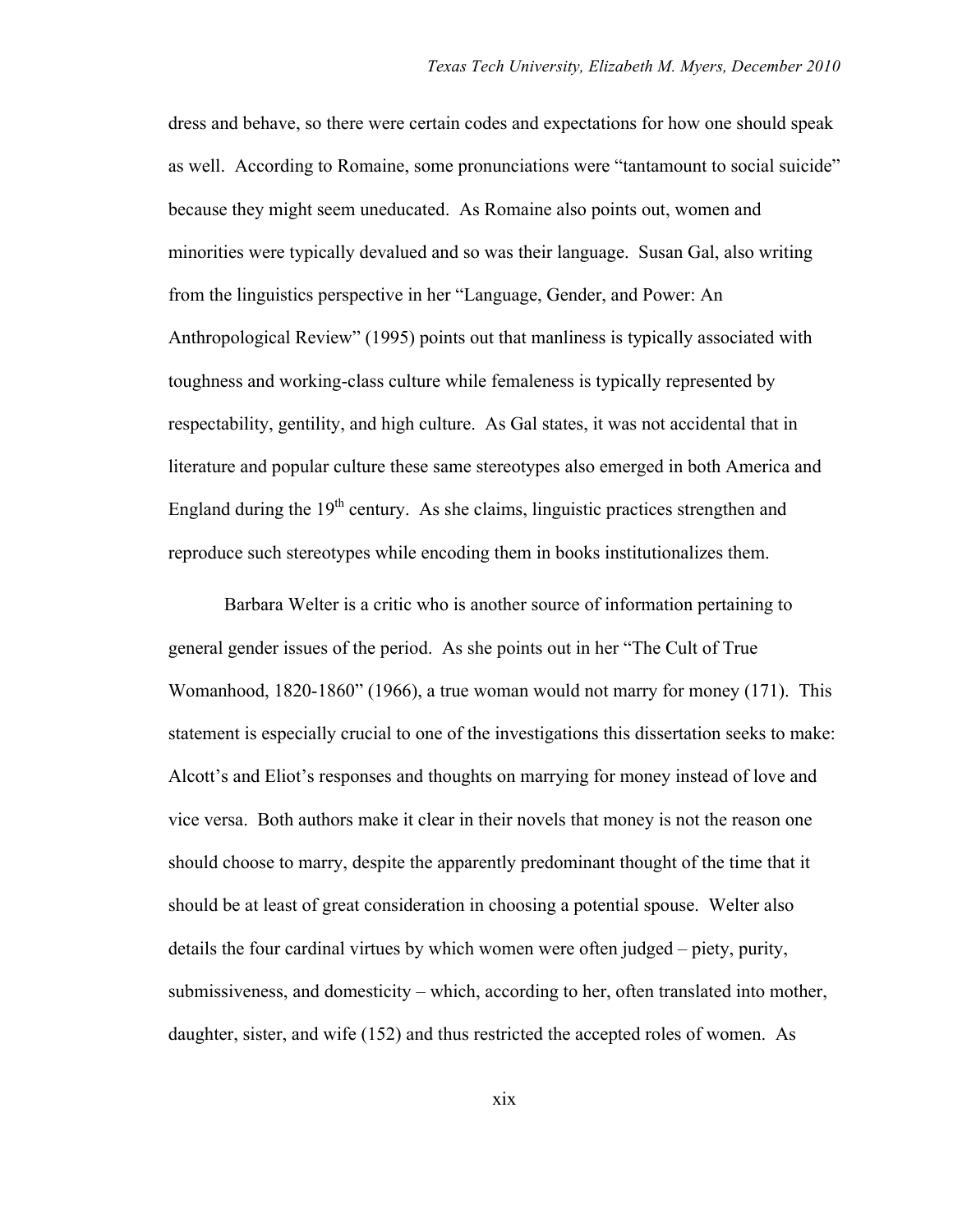dress and behave, so there were certain codes and expectations for how one should speak as well. According to Romaine, some pronunciations were "tantamount to social suicide" because they might seem uneducated. As Romaine also points out, women and minorities were typically devalued and so was their language. Susan Gal, also writing from the linguistics perspective in her "Language, Gender, and Power: An Anthropological Review" (1995) points out that manliness is typically associated with toughness and working-class culture while femaleness is typically represented by respectability, gentility, and high culture. As Gal states, it was not accidental that in literature and popular culture these same stereotypes also emerged in both America and England during the 19th century. As she claims, linguistic practices strengthen and reproduce such stereotypes while encoding them in books institutionalizes them.

Barbara Welter is a critic who is another source of information pertaining to general gender issues of the period. As she points out in her "The Cult of True Womanhood, 1820-1860" (1966), a true woman would not marry for money (171). This statement is especially crucial to one of the investigations this dissertation seeks to make: Alcott's and Eliot's responses and thoughts on marrying for money instead of love and vice versa. Both authors make it clear in their novels that money is not the reason one should choose to marry, despite the apparently predominant thought of the time that it should be at least of great consideration in choosing a potential spouse. Welter also details the four cardinal virtues by which women were often judged – piety, purity, submissiveness, and domesticity – which, according to her, often translated into mother, daughter, sister, and wife (152) and thus restricted the accepted roles of women. As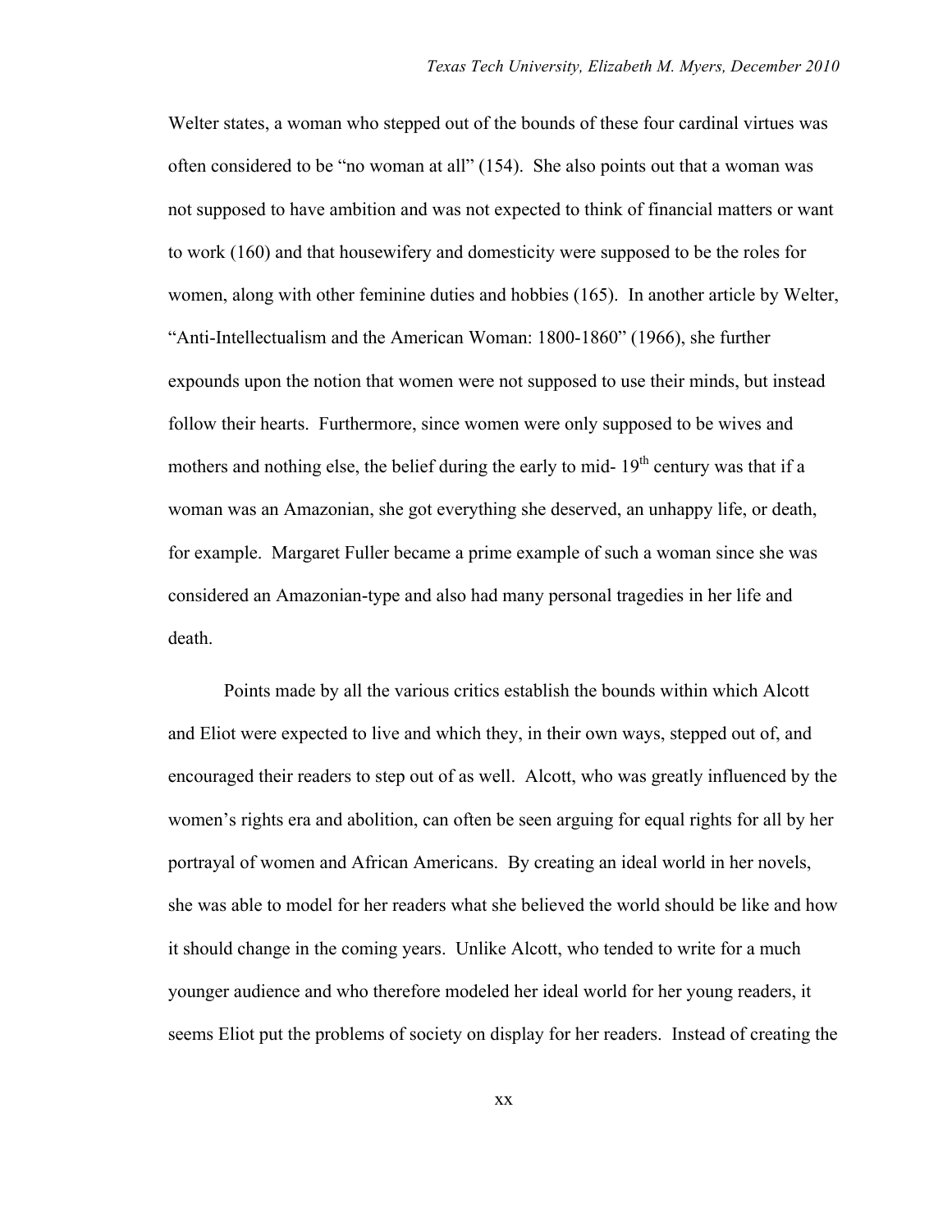Welter states, a woman who stepped out of the bounds of these four cardinal virtues was often considered to be "no woman at all" (154). She also points out that a woman was not supposed to have ambition and was not expected to think of financial matters or want to work (160) and that housewifery and domesticity were supposed to be the roles for women, along with other feminine duties and hobbies (165). In another article by Welter, "Anti-Intellectualism and the American Woman: 1800-1860" (1966), she further expounds upon the notion that women were not supposed to use their minds, but instead follow their hearts. Furthermore, since women were only supposed to be wives and mothers and nothing else, the belief during the early to mid- 19th century was that if a woman was an Amazonian, she got everything she deserved, an unhappy life, or death, for example. Margaret Fuller became a prime example of such a woman since she was considered an Amazonian-type and also had many personal tragedies in her life and death.

Points made by all the various critics establish the bounds within which Alcott and Eliot were expected to live and which they, in their own ways, stepped out of, and encouraged their readers to step out of as well. Alcott, who was greatly influenced by the women's rights era and abolition, can often be seen arguing for equal rights for all by her portrayal of women and African Americans. By creating an ideal world in her novels, she was able to model for her readers what she believed the world should be like and how it should change in the coming years. Unlike Alcott, who tended to write for a much younger audience and who therefore modeled her ideal world for her young readers, it seems Eliot put the problems of society on display for her readers. Instead of creating the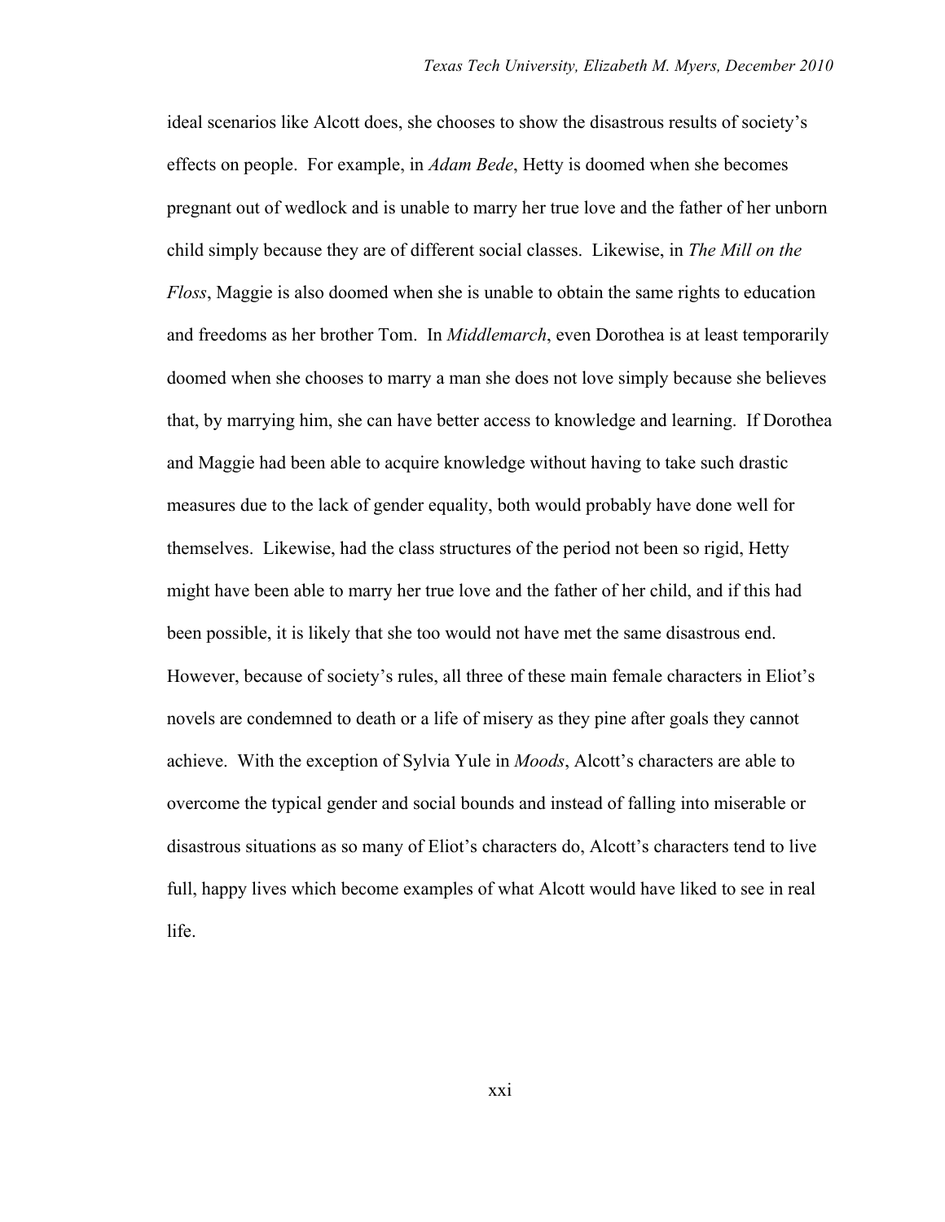ideal scenarios like Alcott does, she chooses to show the disastrous results of society's effects on people. For example, in *Adam Bede*, Hetty is doomed when she becomes pregnant out of wedlock and is unable to marry her true love and the father of her unborn child simply because they are of different social classes. Likewise, in *The Mill on the Floss*, Maggie is also doomed when she is unable to obtain the same rights to education and freedoms as her brother Tom. In *Middlemarch*, even Dorothea is at least temporarily doomed when she chooses to marry a man she does not love simply because she believes that, by marrying him, she can have better access to knowledge and learning. If Dorothea and Maggie had been able to acquire knowledge without having to take such drastic measures due to the lack of gender equality, both would probably have done well for themselves. Likewise, had the class structures of the period not been so rigid, Hetty might have been able to marry her true love and the father of her child, and if this had been possible, it is likely that she too would not have met the same disastrous end. However, because of society's rules, all three of these main female characters in Eliot's novels are condemned to death or a life of misery as they pine after goals they cannot achieve. With the exception of Sylvia Yule in *Moods*, Alcott's characters are able to overcome the typical gender and social bounds and instead of falling into miserable or disastrous situations as so many of Eliot's characters do, Alcott's characters tend to live full, happy lives which become examples of what Alcott would have liked to see in real life.